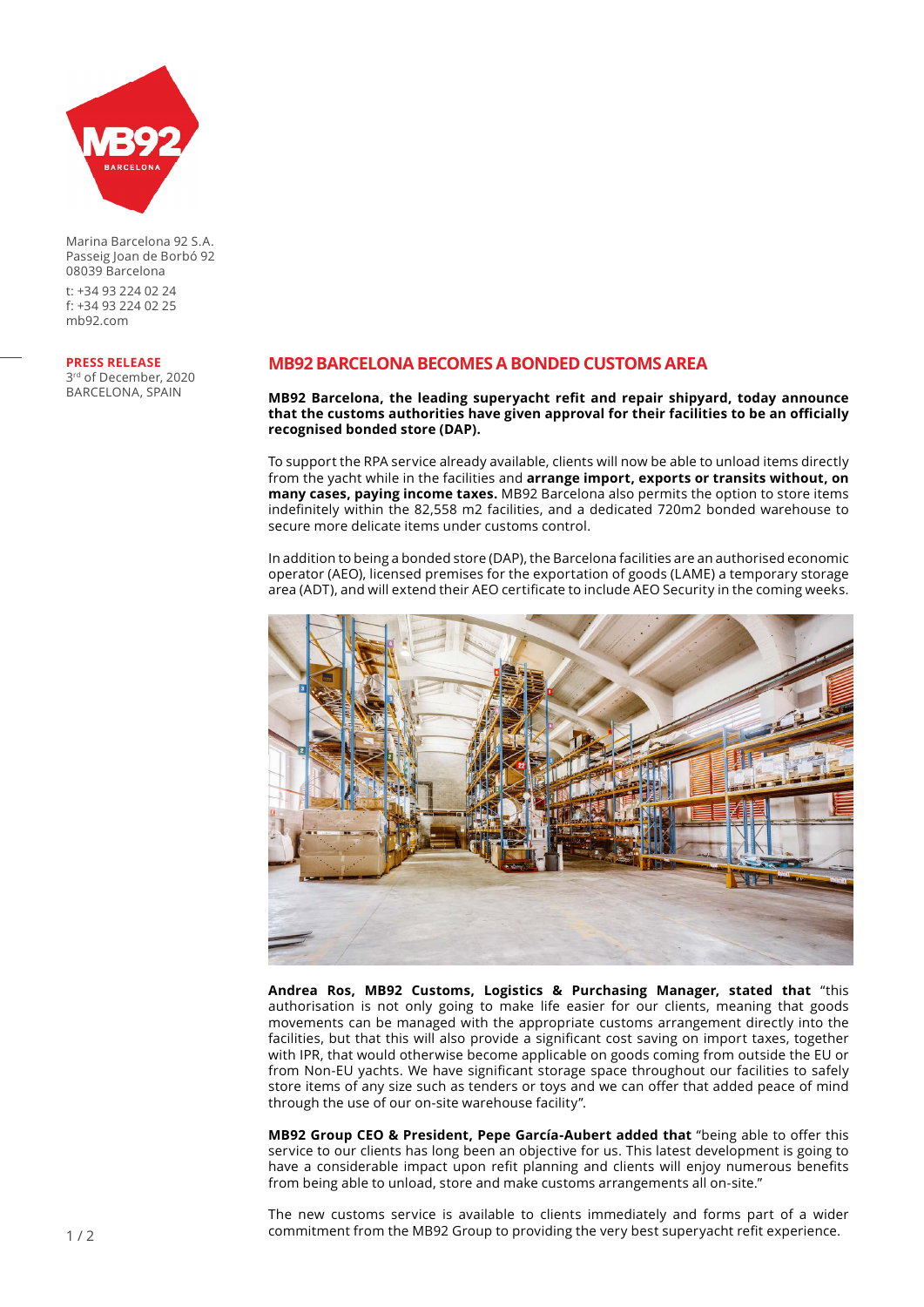Marina Barcelona 92 S.A.
Passeig Joan de Borbó 92
08039 Barcelona

t: +34 93 224 02 24
f: +34 93 224 02 25
mb92.com

**PRESS RELEASE**
3rd of December, 2020
BARCELONA, SPAIN

# MB92 BARCELONA BECOMES A BONDED CUSTOMS AREA

**MB92 Barcelona, the leading superyacht refit and repair shipyard, today announce that the customs authorities have given approval for their facilities to be an officially recognised bonded store (DAP).**

To support the RPA service already available, clients will now be able to unload items directly from the yacht while in the facilities and **arrange import, exports or transits without, on many cases, paying income taxes.** MB92 Barcelona also permits the option to store items indefinitely within the 82,558 m2 facilities, and a dedicated 720m2 bonded warehouse to secure more delicate items under customs control.

In addition to being a bonded store (DAP), the Barcelona facilities are an authorised economic operator (AEO), licensed premises for the exportation of goods (LAME) a temporary storage area (ADT), and will extend their AEO certificate to include AEO Security in the coming weeks.

**Andrea Ros, MB92 Customs, Logistics & Purchasing Manager, stated that** "this authorisation is not only going to make life easier for our clients, meaning that goods movements can be managed with the appropriate customs arrangement directly into the facilities, but that this will also provide a significant cost saving on import taxes, together with IPR, that would otherwise become applicable on goods coming from outside the EU or from Non-EU yachts. We have significant storage space throughout our facilities to safely store items of any size such as tenders or toys and we can offer that added peace of mind through the use of our on-site warehouse facility".

**MB92 Group CEO & President, Pepe García-Aubert added that** "being able to offer this service to our clients has long been an objective for us. This latest development is going to have a considerable impact upon refit planning and clients will enjoy numerous benefits from being able to unload, store and make customs arrangements all on-site."

The new customs service is available to clients immediately and forms part of a wider commitment from the MB92 Group to providing the very best superyacht refit experience.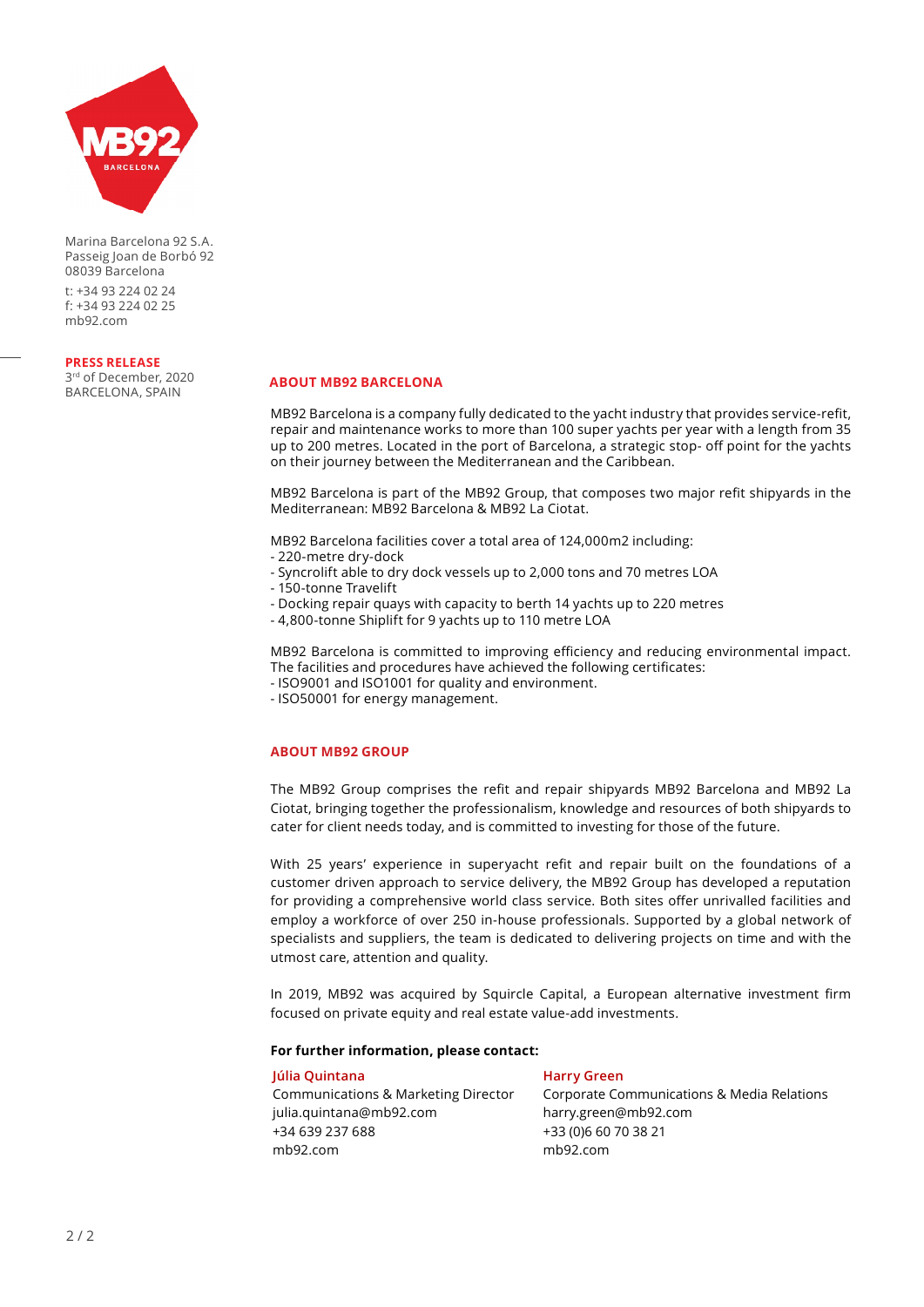Marina Barcelona 92 S.A.
Passeig Joan de Borbó 92
08039 Barcelona

t: +34 93 224 02 24
f: +34 93 224 02 25
mb92.com

**PRESS RELEASE**
3rd of December, 2020
BARCELONA, SPAIN

## ABOUT MB92 BARCELONA

MB92 Barcelona is a company fully dedicated to the yacht industry that provides service-refit, repair and maintenance works to more than 100 super yachts per year with a length from 35 up to 200 metres. Located in the port of Barcelona, a strategic stop- off point for the yachts on their journey between the Mediterranean and the Caribbean.

MB92 Barcelona is part of the MB92 Group, that composes two major refit shipyards in the Mediterranean: MB92 Barcelona & MB92 La Ciotat.

MB92 Barcelona facilities cover a total area of 124,000m2 including:
- 220-metre dry-dock
- Syncrolift able to dry dock vessels up to 2,000 tons and 70 metres LOA
- 150-tonne Travelift
- Docking repair quays with capacity to berth 14 yachts up to 220 metres
- 4,800-tonne Shiplift for 9 yachts up to 110 metre LOA

MB92 Barcelona is committed to improving efficiency and reducing environmental impact. The facilities and procedures have achieved the following certificates:
- ISO9001 and ISO1001 for quality and environment.
- ISO50001 for energy management.

## ABOUT MB92 GROUP

The MB92 Group comprises the refit and repair shipyards MB92 Barcelona and MB92 La Ciotat, bringing together the professionalism, knowledge and resources of both shipyards to cater for client needs today, and is committed to investing for those of the future.

With 25 years' experience in superyacht refit and repair built on the foundations of a customer driven approach to service delivery, the MB92 Group has developed a reputation for providing a comprehensive world class service. Both sites offer unrivalled facilities and employ a workforce of over 250 in-house professionals. Supported by a global network of specialists and suppliers, the team is dedicated to delivering projects on time and with the utmost care, attention and quality.

In 2019, MB92 was acquired by Squircle Capital, a European alternative investment firm focused on private equity and real estate value-add investments.

**For further information, please contact:**

**Júlia Quintana**
Communications & Marketing Director
julia.quintana@mb92.com
+34 639 237 688
mb92.com

**Harry Green**
Corporate Communications & Media Relations
harry.green@mb92.com
+33 (0)6 60 70 38 21
mb92.com